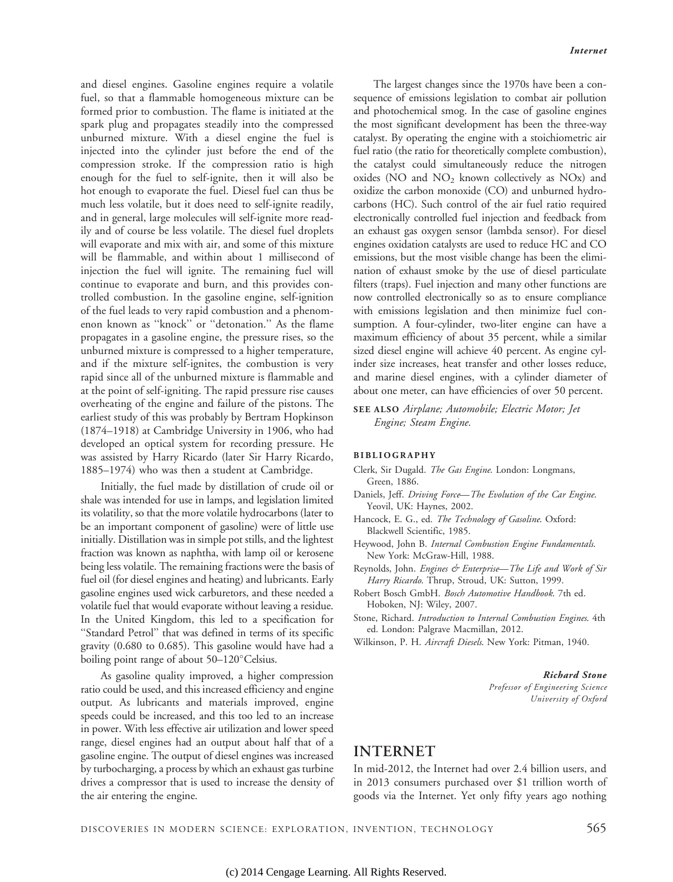and diesel engines. Gasoline engines require a volatile fuel, so that a flammable homogeneous mixture can be formed prior to combustion. The flame is initiated at the spark plug and propagates steadily into the compressed unburned mixture. With a diesel engine the fuel is injected into the cylinder just before the end of the compression stroke. If the compression ratio is high enough for the fuel to self-ignite, then it will also be hot enough to evaporate the fuel. Diesel fuel can thus be much less volatile, but it does need to self-ignite readily, and in general, large molecules will self-ignite more readily and of course be less volatile. The diesel fuel droplets will evaporate and mix with air, and some of this mixture will be flammable, and within about 1 millisecond of injection the fuel will ignite. The remaining fuel will continue to evaporate and burn, and this provides controlled combustion. In the gasoline engine, self-ignition of the fuel leads to very rapid combustion and a phenomenon known as "knock" or "detonation." As the flame propagates in a gasoline engine, the pressure rises, so the unburned mixture is compressed to a higher temperature, and if the mixture self-ignites, the combustion is very rapid since all of the unburned mixture is flammable and at the point of self-igniting. The rapid pressure rise causes overheating of the engine and failure of the pistons. The earliest study of this was probably by Bertram Hopkinson (1874–1918) at Cambridge University in 1906, who had developed an optical system for recording pressure. He was assisted by Harry Ricardo (later Sir Harry Ricardo, 1885–1974) who was then a student at Cambridge.

Initially, the fuel made by distillation of crude oil or shale was intended for use in lamps, and legislation limited its volatility, so that the more volatile hydrocarbons (later to be an important component of gasoline) were of little use initially. Distillation was in simple pot stills, and the lightest fraction was known as naphtha, with lamp oil or kerosene being less volatile. The remaining fractions were the basis of fuel oil (for diesel engines and heating) and lubricants. Early gasoline engines used wick carburetors, and these needed a volatile fuel that would evaporate without leaving a residue. In the United Kingdom, this led to a specification for "Standard Petrol" that was defined in terms of its specific gravity (0.680 to 0.685). This gasoline would have had a boiling point range of about 50–120°Celsius.

As gasoline quality improved, a higher compression ratio could be used, and this increased efficiency and engine output. As lubricants and materials improved, engine speeds could be increased, and this too led to an increase in power. With less effective air utilization and lower speed range, diesel engines had an output about half that of a gasoline engine. The output of diesel engines was increased by turbocharging, a process by which an exhaust gas turbine drives a compressor that is used to increase the density of the air entering the engine.

The largest changes since the 1970s have been a consequence of emissions legislation to combat air pollution and photochemical smog. In the case of gasoline engines the most significant development has been the three-way catalyst. By operating the engine with a stoichiometric air fuel ratio (the ratio for theoretically complete combustion), the catalyst could simultaneously reduce the nitrogen oxides (NO and $NO_2$ known collectively as NOx) and oxidize the carbon monoxide (CO) and unburned hydrocarbons (HC). Such control of the air fuel ratio required electronically controlled fuel injection and feedback from an exhaust gas oxygen sensor (lambda sensor). For diesel engines oxidation catalysts are used to reduce HC and CO emissions, but the most visible change has been the elimination of exhaust smoke by the use of diesel particulate filters (traps). Fuel injection and many other functions are now controlled electronically so as to ensure compliance with emissions legislation and then minimize fuel consumption. A four-cylinder, two-liter engine can have a maximum efficiency of about 35 percent, while a similar sized diesel engine will achieve 40 percent. As engine cylinder size increases, heat transfer and other losses reduce, and marine diesel engines, with a cylinder diameter of about one meter, can have efficiencies of over 50 percent.

**SEE ALSO** *Airplane; Automobile; Electric Motor; Jet Engine; Steam Engine.*

### BIBLIOGRAPHY

Clerk, Sir Dugald. *The Gas Engine*. London: Longmans, Green, 1886.

Daniels, Jeff. *Driving Force—The Evolution of the Car Engine*. Yeovil, UK: Haynes, 2002.

Hancock, E. G., ed. *The Technology of Gasoline*. Oxford: Blackwell Scientific, 1985.

Heywood, John B. *Internal Combustion Engine Fundamentals*. New York: McGraw-Hill, 1988.

Reynolds, John. *Engines & Enterprise—The Life and Work of Sir Harry Ricardo*. Thrup, Stroud, UK: Sutton, 1999.

Robert Bosch GmbH. *Bosch Automotive Handbook*. 7th ed. Hoboken, NJ: Wiley, 2007.

Stone, Richard. *Introduction to Internal Combustion Engines*. 4th ed. London: Palgrave Macmillan, 2012.

Wilkinson, P. H. *Aircraft Diesels*. New York: Pitman, 1940.

***Richard Stone***
*Professor of Engineering Science*
*University of Oxford*

## INTERNET

In mid-2012, the Internet had over 2.4 billion users, and in 2013 consumers purchased over $1 trillion worth of goods via the Internet. Yet only fifty years ago nothing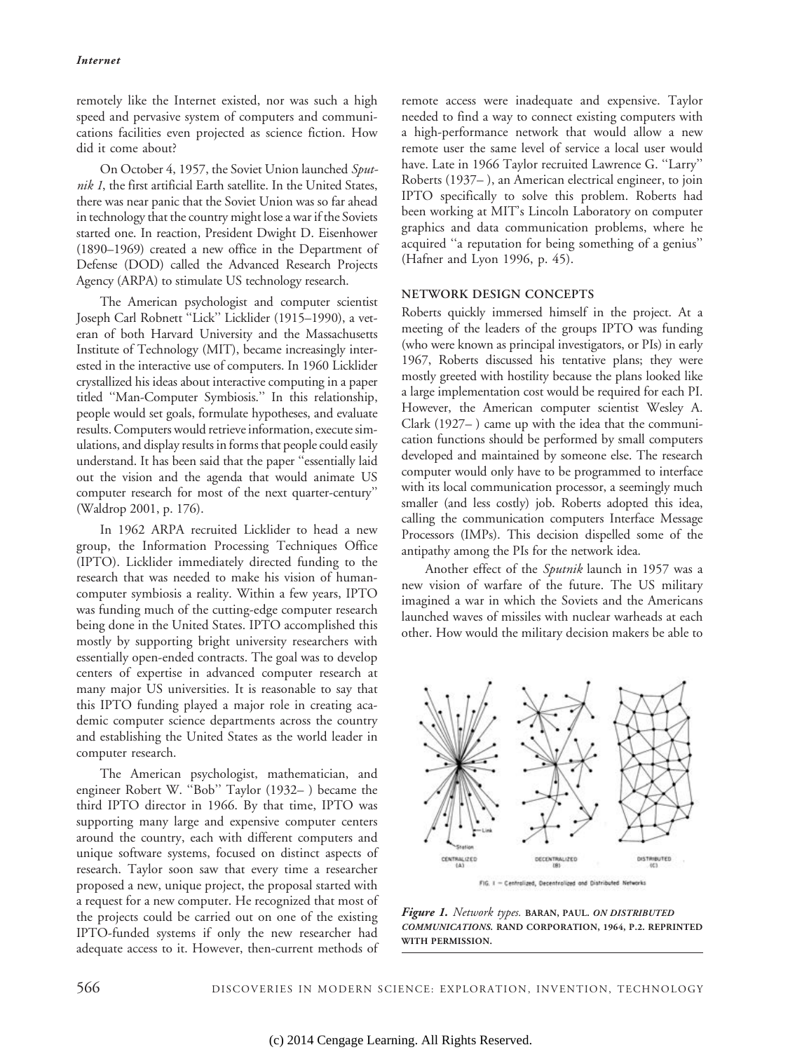remotely like the Internet existed, nor was such a high speed and pervasive system of computers and communications facilities even projected as science fiction. How did it come about?

On October 4, 1957, the Soviet Union launched *Sputnik 1*, the first artificial Earth satellite. In the United States, there was near panic that the Soviet Union was so far ahead in technology that the country might lose a war if the Soviets started one. In reaction, President Dwight D. Eisenhower (1890–1969) created a new office in the Department of Defense (DOD) called the Advanced Research Projects Agency (ARPA) to stimulate US technology research.

The American psychologist and computer scientist Joseph Carl Robnett "Lick" Licklider (1915–1990), a veteran of both Harvard University and the Massachusetts Institute of Technology (MIT), became increasingly interested in the interactive use of computers. In 1960 Licklider crystallized his ideas about interactive computing in a paper titled "Man-Computer Symbiosis." In this relationship, people would set goals, formulate hypotheses, and evaluate results. Computers would retrieve information, execute simulations, and display results in forms that people could easily understand. It has been said that the paper "essentially laid out the vision and the agenda that would animate US computer research for most of the next quarter-century" (Waldrop 2001, p. 176).

In 1962 ARPA recruited Licklider to head a new group, the Information Processing Techniques Office (IPTO). Licklider immediately directed funding to the research that was needed to make his vision of human-computer symbiosis a reality. Within a few years, IPTO was funding much of the cutting-edge computer research being done in the United States. IPTO accomplished this mostly by supporting bright university researchers with essentially open-ended contracts. The goal was to develop centers of expertise in advanced computer research at many major US universities. It is reasonable to say that this IPTO funding played a major role in creating academic computer science departments across the country and establishing the United States as the world leader in computer research.

The American psychologist, mathematician, and engineer Robert W. "Bob" Taylor (1932– ) became the third IPTO director in 1966. By that time, IPTO was supporting many large and expensive computer centers around the country, each with different computers and unique software systems, focused on distinct aspects of research. Taylor soon saw that every time a researcher proposed a new, unique project, the proposal started with a request for a new computer. He recognized that most of the projects could be carried out on one of the existing IPTO-funded systems if only the new researcher had adequate access to it. However, then-current methods of remote access were inadequate and expensive. Taylor needed to find a way to connect existing computers with a high-performance network that would allow a new remote user the same level of service a local user would have. Late in 1966 Taylor recruited Lawrence G. "Larry" Roberts (1937– ), an American electrical engineer, to join IPTO specifically to solve this problem. Roberts had been working at MIT's Lincoln Laboratory on computer graphics and data communication problems, where he acquired "a reputation for being something of a genius" (Hafner and Lyon 1996, p. 45).

## NETWORK DESIGN CONCEPTS

Roberts quickly immersed himself in the project. At a meeting of the leaders of the groups IPTO was funding (who were known as principal investigators, or PIs) in early 1967, Roberts discussed his tentative plans; they were mostly greeted with hostility because the plans looked like a large implementation cost would be required for each PI. However, the American computer scientist Wesley A. Clark (1927– ) came up with the idea that the communication functions should be performed by small computers developed and maintained by someone else. The research computer would only have to be programmed to interface with its local communication processor, a seemingly much smaller (and less costly) job. Roberts adopted this idea, calling the communication computers Interface Message Processors (IMPs). This decision dispelled some of the antipathy among the PIs for the network idea.

Another effect of the *Sputnik* launch in 1957 was a new vision of warfare of the future. The US military imagined a war in which the Soviets and the Americans launched waves of missiles with nuclear warheads at each other. How would the military decision makers be able to

Link
Station
CENTRALIZED (A)
DECENTRALIZED (B)
DISTRIBUTED (C)
FIG. 1 — Centralized, Decentralized and Distributed Networks

***Figure 1.*** *Network types.* **BARAN, PAUL. *ON DISTRIBUTED COMMUNICATIONS.* RAND CORPORATION, 1964, P.2. REPRINTED WITH PERMISSION.**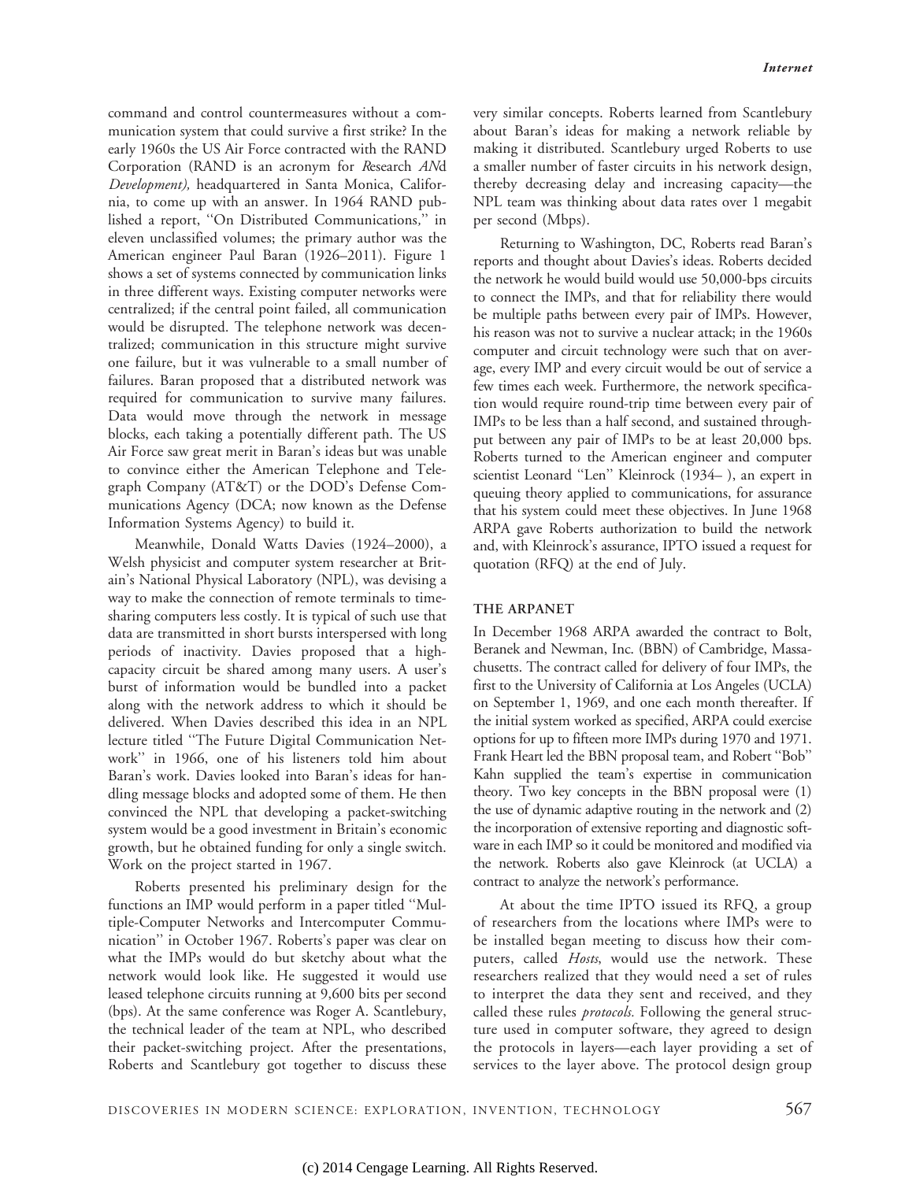command and control countermeasures without a communication system that could survive a first strike? In the early 1960s the US Air Force contracted with the RAND Corporation (RAND is an acronym for *R*esearch *AN*d *D*evelopment), headquartered in Santa Monica, California, to come up with an answer. In 1964 RAND published a report, "On Distributed Communications," in eleven unclassified volumes; the primary author was the American engineer Paul Baran (1926–2011). Figure 1 shows a set of systems connected by communication links in three different ways. Existing computer networks were centralized; if the central point failed, all communication would be disrupted. The telephone network was decentralized; communication in this structure might survive one failure, but it was vulnerable to a small number of failures. Baran proposed that a distributed network was required for communication to survive many failures. Data would move through the network in message blocks, each taking a potentially different path. The US Air Force saw great merit in Baran's ideas but was unable to convince either the American Telephone and Telegraph Company (AT&T) or the DOD's Defense Communications Agency (DCA; now known as the Defense Information Systems Agency) to build it.

Meanwhile, Donald Watts Davies (1924–2000), a Welsh physicist and computer system researcher at Britain's National Physical Laboratory (NPL), was devising a way to make the connection of remote terminals to timesharing computers less costly. It is typical of such use that data are transmitted in short bursts interspersed with long periods of inactivity. Davies proposed that a high-capacity circuit be shared among many users. A user's burst of information would be bundled into a packet along with the network address to which it should be delivered. When Davies described this idea in an NPL lecture titled "The Future Digital Communication Network" in 1966, one of his listeners told him about Baran's work. Davies looked into Baran's ideas for handling message blocks and adopted some of them. He then convinced the NPL that developing a packet-switching system would be a good investment in Britain's economic growth, but he obtained funding for only a single switch. Work on the project started in 1967.

Roberts presented his preliminary design for the functions an IMP would perform in a paper titled "Multiple-Computer Networks and Intercomputer Communication" in October 1967. Roberts's paper was clear on what the IMPs would do but sketchy about what the network would look like. He suggested it would use leased telephone circuits running at 9,600 bits per second (bps). At the same conference was Roger A. Scantlebury, the technical leader of the team at NPL, who described their packet-switching project. After the presentations, Roberts and Scantlebury got together to discuss these very similar concepts. Roberts learned from Scantlebury about Baran's ideas for making a network reliable by making it distributed. Scantlebury urged Roberts to use a smaller number of faster circuits in his network design, thereby decreasing delay and increasing capacity—the NPL team was thinking about data rates over 1 megabit per second (Mbps).

Returning to Washington, DC, Roberts read Baran's reports and thought about Davies's ideas. Roberts decided the network he would build would use 50,000-bps circuits to connect the IMPs, and that for reliability there would be multiple paths between every pair of IMPs. However, his reason was not to survive a nuclear attack; in the 1960s computer and circuit technology were such that on average, every IMP and every circuit would be out of service a few times each week. Furthermore, the network specification would require round-trip time between every pair of IMPs to be less than a half second, and sustained throughput between any pair of IMPs to be at least 20,000 bps. Roberts turned to the American engineer and computer scientist Leonard "Len" Kleinrock (1934– ), an expert in queuing theory applied to communications, for assurance that his system could meet these objectives. In June 1968 ARPA gave Roberts authorization to build the network and, with Kleinrock's assurance, IPTO issued a request for quotation (RFQ) at the end of July.

## THE ARPANET

In December 1968 ARPA awarded the contract to Bolt, Beranek and Newman, Inc. (BBN) of Cambridge, Massachusetts. The contract called for delivery of four IMPs, the first to the University of California at Los Angeles (UCLA) on September 1, 1969, and one each month thereafter. If the initial system worked as specified, ARPA could exercise options for up to fifteen more IMPs during 1970 and 1971. Frank Heart led the BBN proposal team, and Robert "Bob" Kahn supplied the team's expertise in communication theory. Two key concepts in the BBN proposal were (1) the use of dynamic adaptive routing in the network and (2) the incorporation of extensive reporting and diagnostic software in each IMP so it could be monitored and modified via the network. Roberts also gave Kleinrock (at UCLA) a contract to analyze the network's performance.

At about the time IPTO issued its RFQ, a group of researchers from the locations where IMPs were to be installed began meeting to discuss how their computers, called *Hosts*, would use the network. These researchers realized that they would need a set of rules to interpret the data they sent and received, and they called these rules *protocols.* Following the general structure used in computer software, they agreed to design the protocols in layers—each layer providing a set of services to the layer above. The protocol design group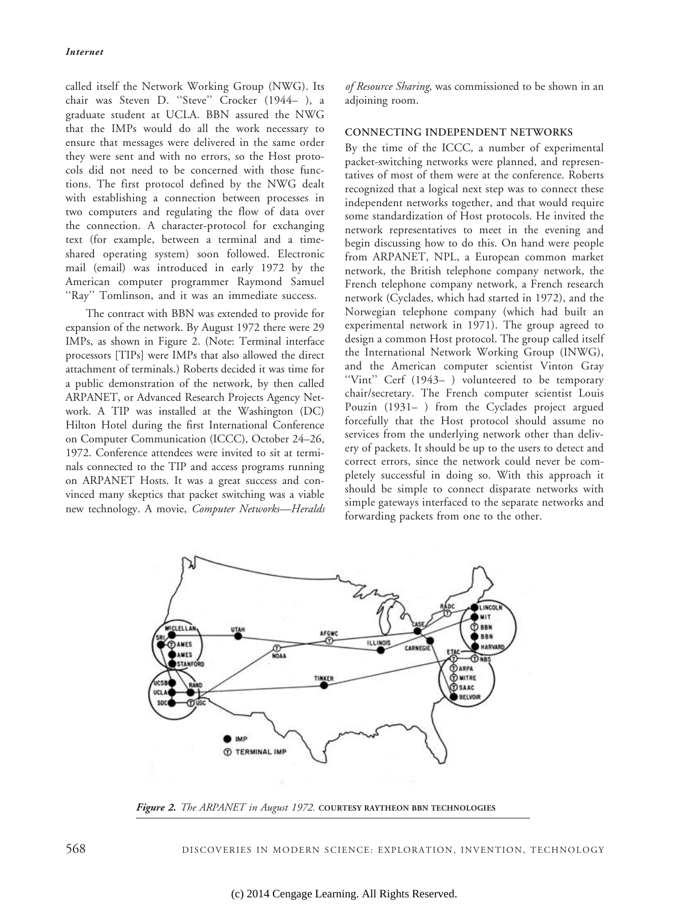called itself the Network Working Group (NWG). Its chair was Steven D. ''Steve'' Crocker (1944– ), a graduate student at UCLA. BBN assured the NWG that the IMPs would do all the work necessary to ensure that messages were delivered in the same order they were sent and with no errors, so the Host protocols did not need to be concerned with those functions. The first protocol defined by the NWG dealt with establishing a connection between processes in two computers and regulating the flow of data over the connection. A character-protocol for exchanging text (for example, between a terminal and a time-shared operating system) soon followed. Electronic mail (email) was introduced in early 1972 by the American computer programmer Raymond Samuel ''Ray'' Tomlinson, and it was an immediate success.

The contract with BBN was extended to provide for expansion of the network. By August 1972 there were 29 IMPs, as shown in Figure 2. (Note: Terminal interface processors [TIPs] were IMPs that also allowed the direct attachment of terminals.) Roberts decided it was time for a public demonstration of the network, by then called ARPANET, or Advanced Research Projects Agency Network. A TIP was installed at the Washington (DC) Hilton Hotel during the first International Conference on Computer Communication (ICCC), October 24–26, 1972. Conference attendees were invited to sit at terminals connected to the TIP and access programs running on ARPANET Hosts. It was a great success and convinced many skeptics that packet switching was a viable new technology. A movie, *Computer Networks—Heralds of Resource Sharing*, was commissioned to be shown in an adjoining room.

## CONNECTING INDEPENDENT NETWORKS

By the time of the ICCC, a number of experimental packet-switching networks were planned, and representatives of most of them were at the conference. Roberts recognized that a logical next step was to connect these independent networks together, and that would require some standardization of Host protocols. He invited the network representatives to meet in the evening and begin discussing how to do this. On hand were people from ARPANET, NPL, a European common market network, the British telephone company network, the French telephone company network, a French research network (Cyclades, which had started in 1972), and the Norwegian telephone company (which had built an experimental network in 1971). The group agreed to design a common Host protocol. The group called itself the International Network Working Group (INWG), and the American computer scientist Vinton Gray ''Vint'' Cerf (1943– ) volunteered to be temporary chair/secretary. The French computer scientist Louis Pouzin (1931– ) from the Cyclades project argued forcefully that the Host protocol should assume no services from the underlying network other than delivery of packets. It should be up to the users to detect and correct errors, since the network could never be completely successful in doing so. With this approach it should be simple to connect disparate networks with simple gateways interfaced to the separate networks and forwarding packets from one to the other.

MCCLELLAN
SRI
AMES
AMES
STANFORD
UCSB
UCLA
SDC
RAND
USC
UTAH
NOAA
AFGWC
ILLINOIS
TINKER
CASE
CARNEGIE
RADC
LINCOLN
MIT
BBN
BBN
HARVARD
ETAC
NBS
ARPA
MITRE
SAAC
BELVOIR
IMP
TERMINAL IMP

*Figure 2. The ARPANET in August 1972.* COURTESY RAYTHEON BBN TECHNOLOGIES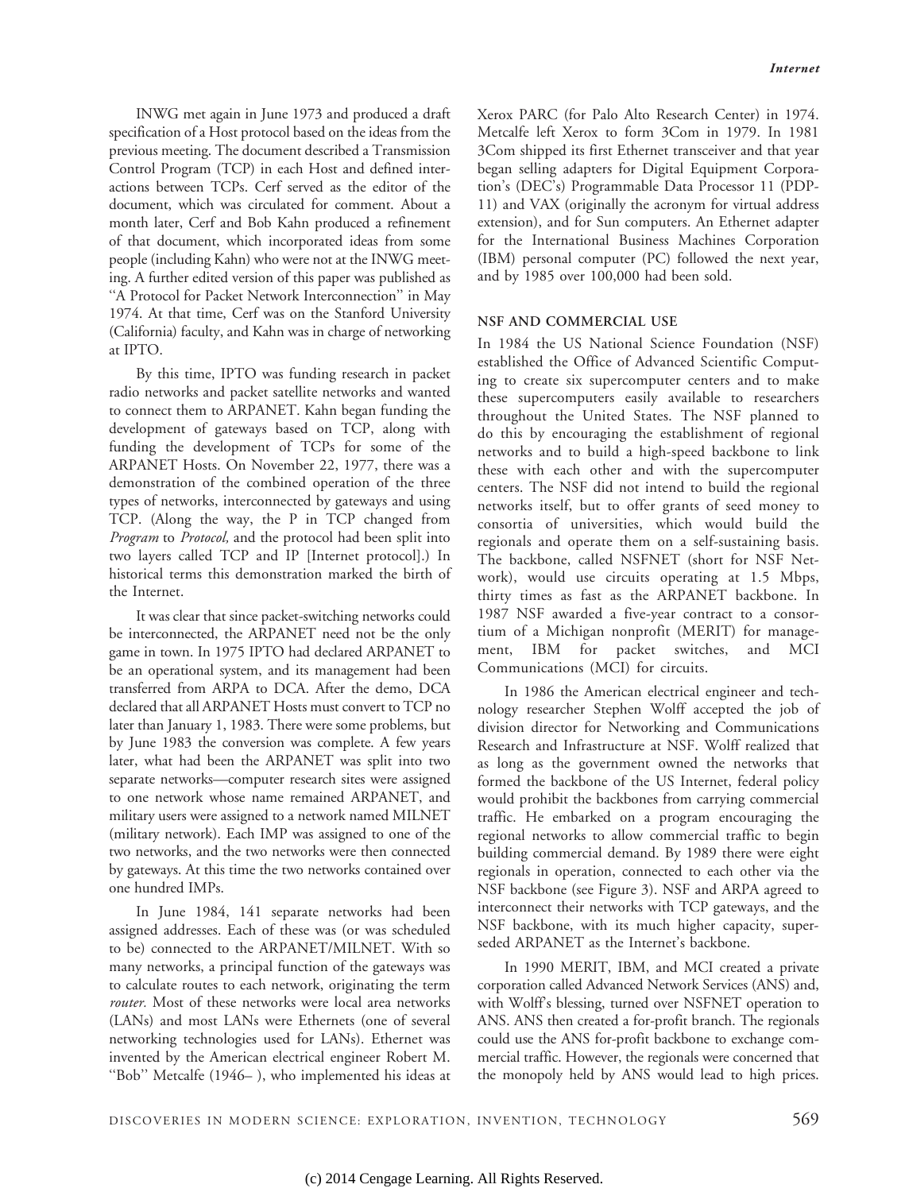INWG met again in June 1973 and produced a draft specification of a Host protocol based on the ideas from the previous meeting. The document described a Transmission Control Program (TCP) in each Host and defined interactions between TCPs. Cerf served as the editor of the document, which was circulated for comment. About a month later, Cerf and Bob Kahn produced a refinement of that document, which incorporated ideas from some people (including Kahn) who were not at the INWG meeting. A further edited version of this paper was published as "A Protocol for Packet Network Interconnection" in May 1974. At that time, Cerf was on the Stanford University (California) faculty, and Kahn was in charge of networking at IPTO.

By this time, IPTO was funding research in packet radio networks and packet satellite networks and wanted to connect them to ARPANET. Kahn began funding the development of gateways based on TCP, along with funding the development of TCPs for some of the ARPANET Hosts. On November 22, 1977, there was a demonstration of the combined operation of the three types of networks, interconnected by gateways and using TCP. (Along the way, the P in TCP changed from *Program* to *Protocol,* and the protocol had been split into two layers called TCP and IP [Internet protocol].) In historical terms this demonstration marked the birth of the Internet.

It was clear that since packet-switching networks could be interconnected, the ARPANET need not be the only game in town. In 1975 IPTO had declared ARPANET to be an operational system, and its management had been transferred from ARPA to DCA. After the demo, DCA declared that all ARPANET Hosts must convert to TCP no later than January 1, 1983. There were some problems, but by June 1983 the conversion was complete. A few years later, what had been the ARPANET was split into two separate networks—computer research sites were assigned to one network whose name remained ARPANET, and military users were assigned to a network named MILNET (military network). Each IMP was assigned to one of the two networks, and the two networks were then connected by gateways. At this time the two networks contained over one hundred IMPs.

In June 1984, 141 separate networks had been assigned addresses. Each of these was (or was scheduled to be) connected to the ARPANET/MILNET. With so many networks, a principal function of the gateways was to calculate routes to each network, originating the term *router.* Most of these networks were local area networks (LANs) and most LANs were Ethernets (one of several networking technologies used for LANs). Ethernet was invented by the American electrical engineer Robert M. "Bob" Metcalfe (1946– ), who implemented his ideas at Xerox PARC (for Palo Alto Research Center) in 1974. Metcalfe left Xerox to form 3Com in 1979. In 1981 3Com shipped its first Ethernet transceiver and that year began selling adapters for Digital Equipment Corporation's (DEC's) Programmable Data Processor 11 (PDP-11) and VAX (originally the acronym for virtual address extension), and for Sun computers. An Ethernet adapter for the International Business Machines Corporation (IBM) personal computer (PC) followed the next year, and by 1985 over 100,000 had been sold.

## NSF AND COMMERCIAL USE

In 1984 the US National Science Foundation (NSF) established the Office of Advanced Scientific Computing to create six supercomputer centers and to make these supercomputers easily available to researchers throughout the United States. The NSF planned to do this by encouraging the establishment of regional networks and to build a high-speed backbone to link these with each other and with the supercomputer centers. The NSF did not intend to build the regional networks itself, but to offer grants of seed money to consortia of universities, which would build the regionals and operate them on a self-sustaining basis. The backbone, called NSFNET (short for NSF Network), would use circuits operating at 1.5 Mbps, thirty times as fast as the ARPANET backbone. In 1987 NSF awarded a five-year contract to a consortium of a Michigan nonprofit (MERIT) for management, IBM for packet switches, and MCI Communications (MCI) for circuits.

In 1986 the American electrical engineer and technology researcher Stephen Wolff accepted the job of division director for Networking and Communications Research and Infrastructure at NSF. Wolff realized that as long as the government owned the networks that formed the backbone of the US Internet, federal policy would prohibit the backbones from carrying commercial traffic. He embarked on a program encouraging the regional networks to allow commercial traffic to begin building commercial demand. By 1989 there were eight regionals in operation, connected to each other via the NSF backbone (see Figure 3). NSF and ARPA agreed to interconnect their networks with TCP gateways, and the NSF backbone, with its much higher capacity, superseded ARPANET as the Internet's backbone.

In 1990 MERIT, IBM, and MCI created a private corporation called Advanced Network Services (ANS) and, with Wolff's blessing, turned over NSFNET operation to ANS. ANS then created a for-profit branch. The regionals could use the ANS for-profit backbone to exchange commercial traffic. However, the regionals were concerned that the monopoly held by ANS would lead to high prices.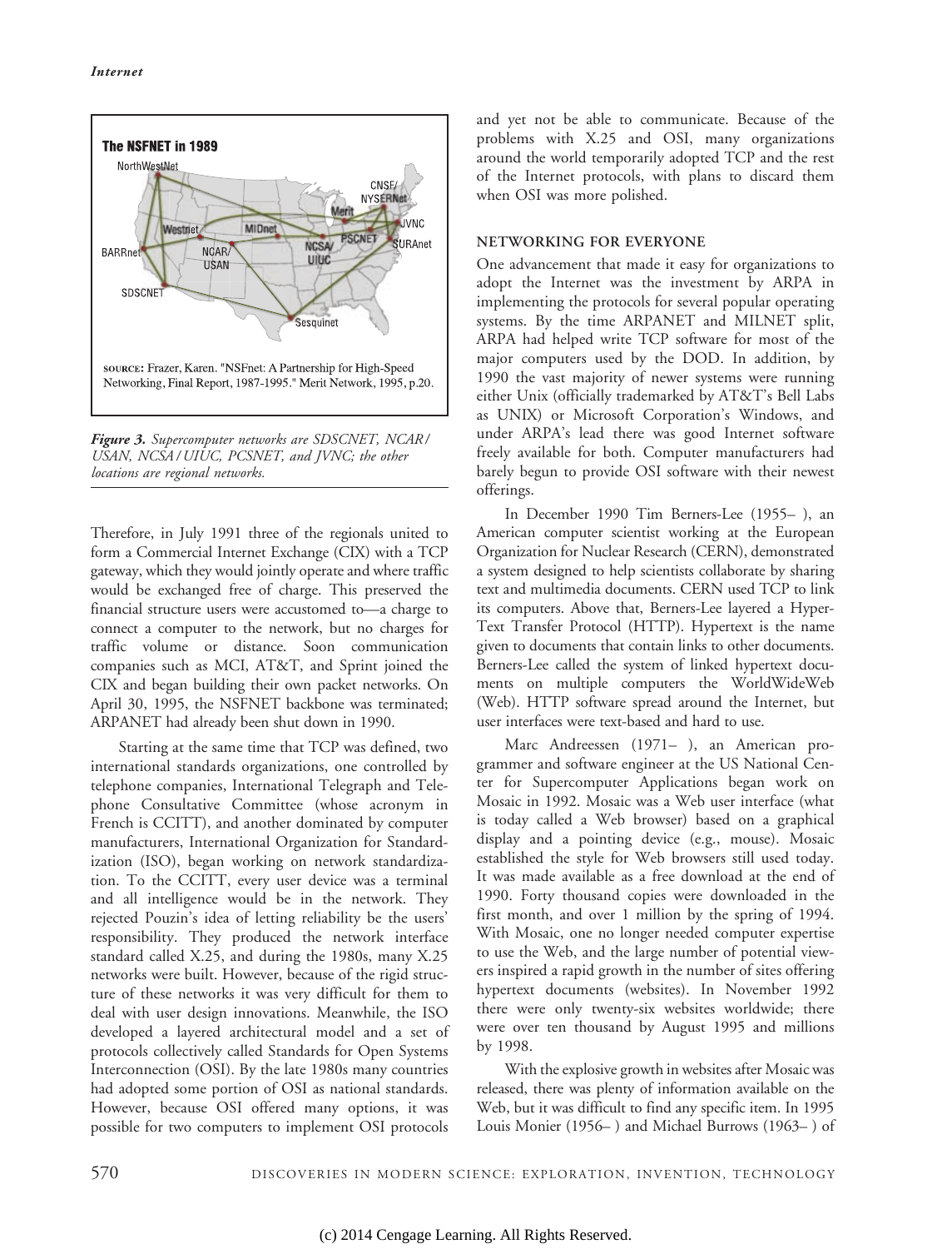**The NSFNET in 1989**

NorthWestNet
CNSF/NYSERNet
Merit
JVNC
Westnet
MIDnet
PSCNET
SURAnet
BARRnet
NCAR/USAN
NCSA/UIUC
SDSCNET
Sesquinet

SOURCE: Frazer, Karen. "NSFnet: A Partnership for High-Speed Networking, Final Report, 1987-1995." Merit Network, 1995, p.20.

*Figure 3. Supercomputer networks are SDSCNET, NCAR/USAN, NCSA/UIUC, PCSNET, and JVNC; the other locations are regional networks.*

Therefore, in July 1991 three of the regionals united to form a Commercial Internet Exchange (CIX) with a TCP gateway, which they would jointly operate and where traffic would be exchanged free of charge. This preserved the financial structure users were accustomed to—a charge to connect a computer to the network, but no charges for traffic volume or distance. Soon communication companies such as MCI, AT&T, and Sprint joined the CIX and began building their own packet networks. On April 30, 1995, the NSFNET backbone was terminated; ARPANET had already been shut down in 1990.

Starting at the same time that TCP was defined, two international standards organizations, one controlled by telephone companies, International Telegraph and Telephone Consultative Committee (whose acronym in French is CCITT), and another dominated by computer manufacturers, International Organization for Standardization (ISO), began working on network standardization. To the CCITT, every user device was a terminal and all intelligence would be in the network. They rejected Pouzin's idea of letting reliability be the users' responsibility. They produced the network interface standard called X.25, and during the 1980s, many X.25 networks were built. However, because of the rigid structure of these networks it was very difficult for them to deal with user design innovations. Meanwhile, the ISO developed a layered architectural model and a set of protocols collectively called Standards for Open Systems Interconnection (OSI). By the late 1980s many countries had adopted some portion of OSI as national standards. However, because OSI offered many options, it was possible for two computers to implement OSI protocols and yet not be able to communicate. Because of the problems with X.25 and OSI, many organizations around the world temporarily adopted TCP and the rest of the Internet protocols, with plans to discard them when OSI was more polished.

## NETWORKING FOR EVERYONE

One advancement that made it easy for organizations to adopt the Internet was the investment by ARPA in implementing the protocols for several popular operating systems. By the time ARPANET and MILNET split, ARPA had helped write TCP software for most of the major computers used by the DOD. In addition, by 1990 the vast majority of newer systems were running either Unix (officially trademarked by AT&T's Bell Labs as UNIX) or Microsoft Corporation's Windows, and under ARPA's lead there was good Internet software freely available for both. Computer manufacturers had barely begun to provide OSI software with their newest offerings.

In December 1990 Tim Berners-Lee (1955– ), an American computer scientist working at the European Organization for Nuclear Research (CERN), demonstrated a system designed to help scientists collaborate by sharing text and multimedia documents. CERN used TCP to link its computers. Above that, Berners-Lee layered a HyperText Transfer Protocol (HTTP). Hypertext is the name given to documents that contain links to other documents. Berners-Lee called the system of linked hypertext documents on multiple computers the WorldWideWeb (Web). HTTP software spread around the Internet, but user interfaces were text-based and hard to use.

Marc Andreessen (1971– ), an American programmer and software engineer at the US National Center for Supercomputer Applications began work on Mosaic in 1992. Mosaic was a Web user interface (what is today called a Web browser) based on a graphical display and a pointing device (e.g., mouse). Mosaic established the style for Web browsers still used today. It was made available as a free download at the end of 1990. Forty thousand copies were downloaded in the first month, and over 1 million by the spring of 1994. With Mosaic, one no longer needed computer expertise to use the Web, and the large number of potential viewers inspired a rapid growth in the number of sites offering hypertext documents (websites). In November 1992 there were only twenty-six websites worldwide; there were over ten thousand by August 1995 and millions by 1998.

With the explosive growth in websites after Mosaic was released, there was plenty of information available on the Web, but it was difficult to find any specific item. In 1995 Louis Monier (1956– ) and Michael Burrows (1963– ) of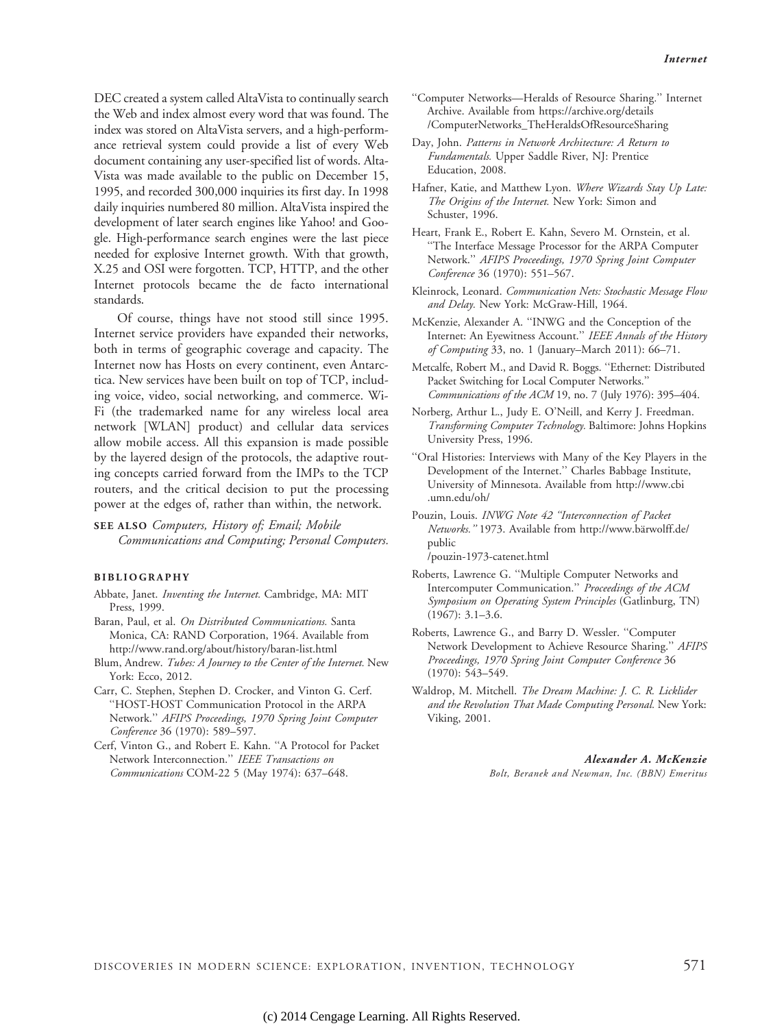DEC created a system called AltaVista to continually search the Web and index almost every word that was found. The index was stored on AltaVista servers, and a high-performance retrieval system could provide a list of every Web document containing any user-specified list of words. AltaVista was made available to the public on December 15, 1995, and recorded 300,000 inquiries its first day. In 1998 daily inquiries numbered 80 million. AltaVista inspired the development of later search engines like Yahoo! and Google. High-performance search engines were the last piece needed for explosive Internet growth. With that growth, X.25 and OSI were forgotten. TCP, HTTP, and the other Internet protocols became the de facto international standards.

Of course, things have not stood still since 1995. Internet service providers have expanded their networks, both in terms of geographic coverage and capacity. The Internet now has Hosts on every continent, even Antarctica. New services have been built on top of TCP, including voice, video, social networking, and commerce. Wi-Fi (the trademarked name for any wireless local area network [WLAN] product) and cellular data services allow mobile access. All this expansion is made possible by the layered design of the protocols, the adaptive routing concepts carried forward from the IMPs to the TCP routers, and the critical decision to put the processing power at the edges of, rather than within, the network.

**SEE ALSO** *Computers, History of; Email; Mobile Communications and Computing; Personal Computers.*

## BIBLIOGRAPHY

Abbate, Janet. *Inventing the Internet.* Cambridge, MA: MIT Press, 1999.

Baran, Paul, et al. *On Distributed Communications.* Santa Monica, CA: RAND Corporation, 1964. Available from http://www.rand.org/about/history/baran-list.html

Blum, Andrew. *Tubes: A Journey to the Center of the Internet.* New York: Ecco, 2012.

Carr, C. Stephen, Stephen D. Crocker, and Vinton G. Cerf. "HOST-HOST Communication Protocol in the ARPA Network." *AFIPS Proceedings, 1970 Spring Joint Computer Conference* 36 (1970): 589–597.

Cerf, Vinton G., and Robert E. Kahn. "A Protocol for Packet Network Interconnection." *IEEE Transactions on Communications* COM-22 5 (May 1974): 637–648.

"Computer Networks—Heralds of Resource Sharing." Internet Archive. Available from https://archive.org/details/ComputerNetworks_TheHeraldsOfResourceSharing

Day, John. *Patterns in Network Architecture: A Return to Fundamentals.* Upper Saddle River, NJ: Prentice Education, 2008.

Hafner, Katie, and Matthew Lyon. *Where Wizards Stay Up Late: The Origins of the Internet.* New York: Simon and Schuster, 1996.

Heart, Frank E., Robert E. Kahn, Severo M. Ornstein, et al. "The Interface Message Processor for the ARPA Computer Network." *AFIPS Proceedings, 1970 Spring Joint Computer Conference* 36 (1970): 551–567.

Kleinrock, Leonard. *Communication Nets: Stochastic Message Flow and Delay.* New York: McGraw-Hill, 1964.

McKenzie, Alexander A. "INWG and the Conception of the Internet: An Eyewitness Account." *IEEE Annals of the History of Computing* 33, no. 1 (January–March 2011): 66–71.

Metcalfe, Robert M., and David R. Boggs. "Ethernet: Distributed Packet Switching for Local Computer Networks." *Communications of the ACM* 19, no. 7 (July 1976): 395–404.

Norberg, Arthur L., Judy E. O'Neill, and Kerry J. Freedman. *Transforming Computer Technology.* Baltimore: Johns Hopkins University Press, 1996.

"Oral Histories: Interviews with Many of the Key Players in the Development of the Internet." Charles Babbage Institute, University of Minnesota. Available from http://www.cbi.umn.edu/oh/

Pouzin, Louis. *INWG Note 42 "Interconnection of Packet Networks."* 1973. Available from http://www.bärwolff.de/public/pouzin-1973-catenet.html

Roberts, Lawrence G. "Multiple Computer Networks and Intercomputer Communication." *Proceedings of the ACM Symposium on Operating System Principles* (Gatlinburg, TN) (1967): 3.1–3.6.

Roberts, Lawrence G., and Barry D. Wessler. "Computer Network Development to Achieve Resource Sharing." *AFIPS Proceedings, 1970 Spring Joint Computer Conference* 36 (1970): 543–549.

Waldrop, M. Mitchell. *The Dream Machine: J. C. R. Licklider and the Revolution That Made Computing Personal.* New York: Viking, 2001.

***Alexander A. McKenzie***
*Bolt, Beranek and Newman, Inc. (BBN) Emeritus*